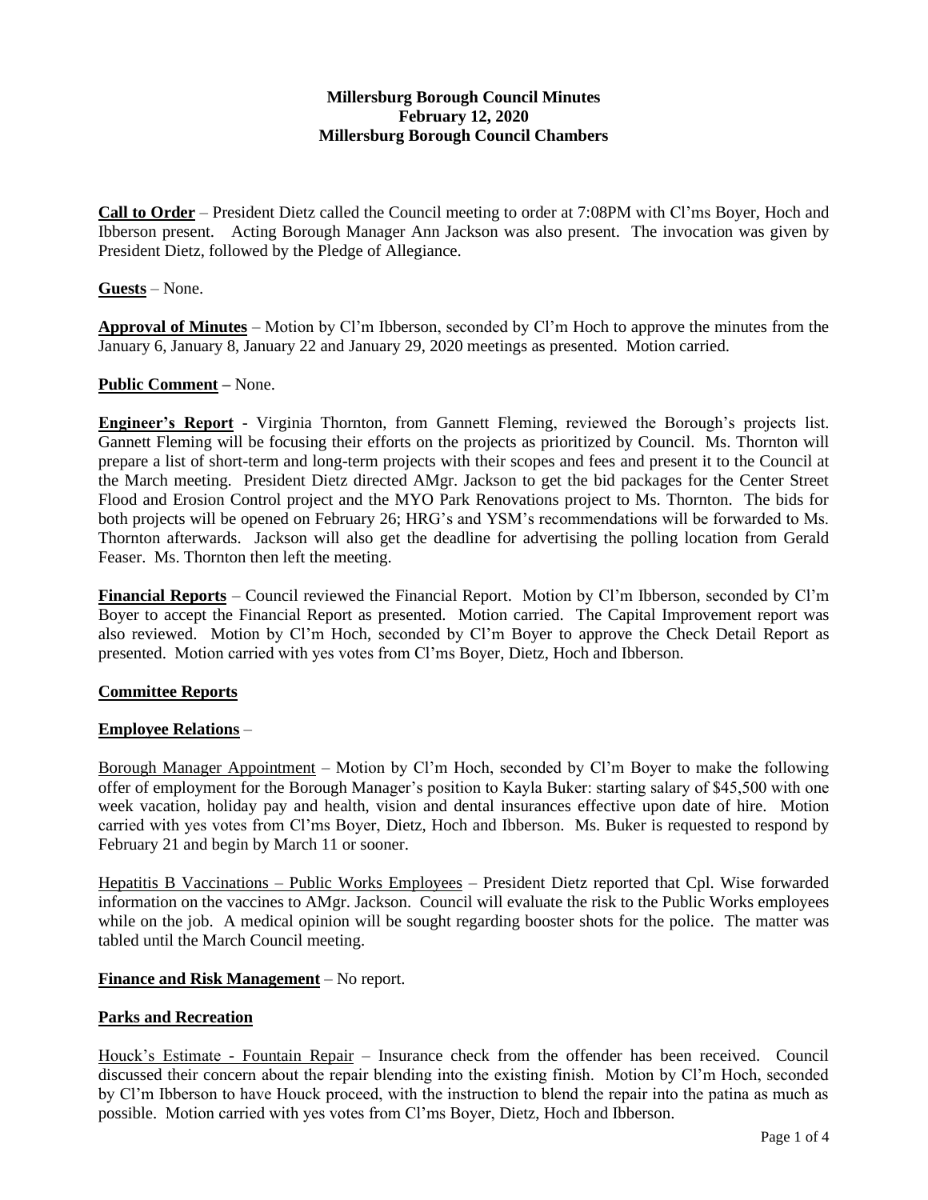**Millersburg Borough Council Minutes**
**February 12, 2020**
**Millersburg Borough Council Chambers**

**Call to Order** – President Dietz called the Council meeting to order at 7:08PM with Cl'ms Boyer, Hoch and Ibberson present. Acting Borough Manager Ann Jackson was also present. The invocation was given by President Dietz, followed by the Pledge of Allegiance.

**Guests** – None.

**Approval of Minutes** – Motion by Cl'm Ibberson, seconded by Cl'm Hoch to approve the minutes from the January 6, January 8, January 22 and January 29, 2020 meetings as presented. Motion carried.

**Public Comment –** None.

**Engineer's Report** - Virginia Thornton, from Gannett Fleming, reviewed the Borough's projects list. Gannett Fleming will be focusing their efforts on the projects as prioritized by Council. Ms. Thornton will prepare a list of short-term and long-term projects with their scopes and fees and present it to the Council at the March meeting. President Dietz directed AMgr. Jackson to get the bid packages for the Center Street Flood and Erosion Control project and the MYO Park Renovations project to Ms. Thornton. The bids for both projects will be opened on February 26; HRG's and YSM's recommendations will be forwarded to Ms. Thornton afterwards. Jackson will also get the deadline for advertising the polling location from Gerald Feaser. Ms. Thornton then left the meeting.

**Financial Reports** – Council reviewed the Financial Report. Motion by Cl'm Ibberson, seconded by Cl'm Boyer to accept the Financial Report as presented. Motion carried. The Capital Improvement report was also reviewed. Motion by Cl'm Hoch, seconded by Cl'm Boyer to approve the Check Detail Report as presented. Motion carried with yes votes from Cl'ms Boyer, Dietz, Hoch and Ibberson.

**Committee Reports**

**Employee Relations** –

Borough Manager Appointment – Motion by Cl'm Hoch, seconded by Cl'm Boyer to make the following offer of employment for the Borough Manager's position to Kayla Buker: starting salary of $45,500 with one week vacation, holiday pay and health, vision and dental insurances effective upon date of hire. Motion carried with yes votes from Cl'ms Boyer, Dietz, Hoch and Ibberson. Ms. Buker is requested to respond by February 21 and begin by March 11 or sooner.

Hepatitis B Vaccinations – Public Works Employees – President Dietz reported that Cpl. Wise forwarded information on the vaccines to AMgr. Jackson. Council will evaluate the risk to the Public Works employees while on the job. A medical opinion will be sought regarding booster shots for the police. The matter was tabled until the March Council meeting.

**Finance and Risk Management** – No report.

**Parks and Recreation**

Houck's Estimate - Fountain Repair – Insurance check from the offender has been received. Council discussed their concern about the repair blending into the existing finish. Motion by Cl'm Hoch, seconded by Cl'm Ibberson to have Houck proceed, with the instruction to blend the repair into the patina as much as possible. Motion carried with yes votes from Cl'ms Boyer, Dietz, Hoch and Ibberson.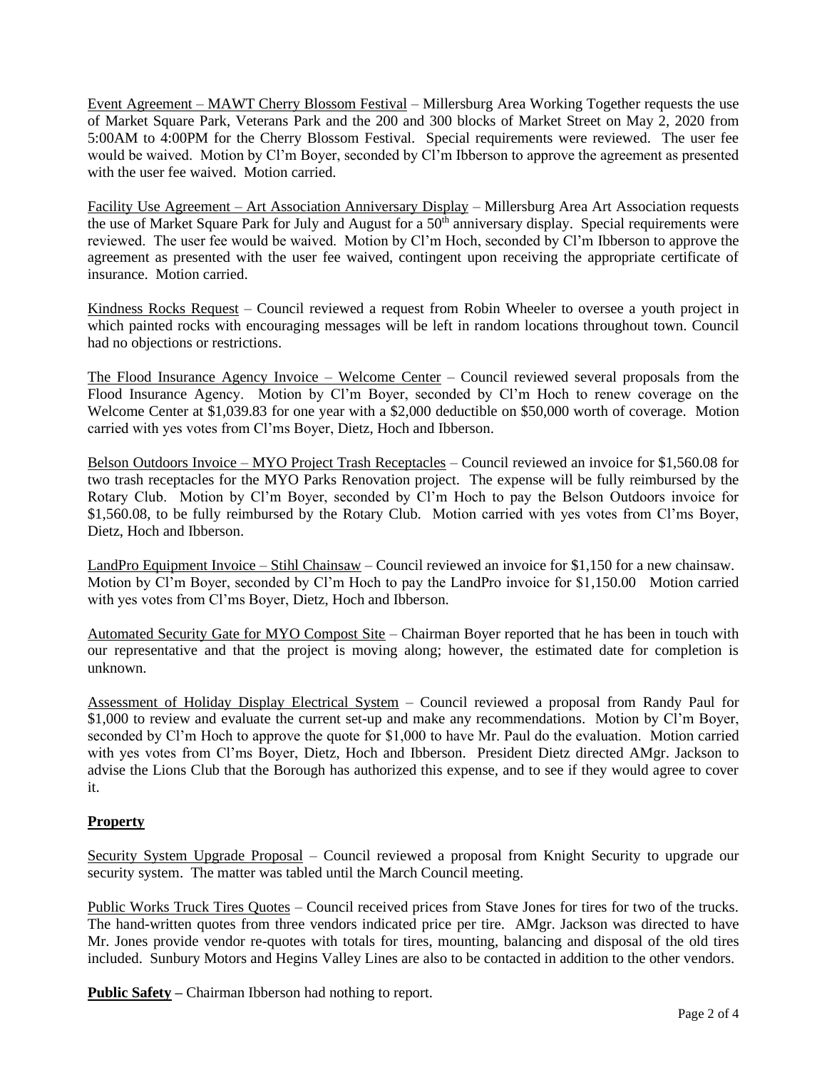Event Agreement – MAWT Cherry Blossom Festival – Millersburg Area Working Together requests the use of Market Square Park, Veterans Park and the 200 and 300 blocks of Market Street on May 2, 2020 from 5:00AM to 4:00PM for the Cherry Blossom Festival. Special requirements were reviewed. The user fee would be waived. Motion by Cl'm Boyer, seconded by Cl'm Ibberson to approve the agreement as presented with the user fee waived. Motion carried.

Facility Use Agreement – Art Association Anniversary Display – Millersburg Area Art Association requests the use of Market Square Park for July and August for a 50th anniversary display. Special requirements were reviewed. The user fee would be waived. Motion by Cl'm Hoch, seconded by Cl'm Ibberson to approve the agreement as presented with the user fee waived, contingent upon receiving the appropriate certificate of insurance. Motion carried.

Kindness Rocks Request – Council reviewed a request from Robin Wheeler to oversee a youth project in which painted rocks with encouraging messages will be left in random locations throughout town. Council had no objections or restrictions.

The Flood Insurance Agency Invoice – Welcome Center – Council reviewed several proposals from the Flood Insurance Agency. Motion by Cl'm Boyer, seconded by Cl'm Hoch to renew coverage on the Welcome Center at $1,039.83 for one year with a $2,000 deductible on $50,000 worth of coverage. Motion carried with yes votes from Cl'ms Boyer, Dietz, Hoch and Ibberson.

Belson Outdoors Invoice – MYO Project Trash Receptacles – Council reviewed an invoice for $1,560.08 for two trash receptacles for the MYO Parks Renovation project. The expense will be fully reimbursed by the Rotary Club. Motion by Cl'm Boyer, seconded by Cl'm Hoch to pay the Belson Outdoors invoice for $1,560.08, to be fully reimbursed by the Rotary Club. Motion carried with yes votes from Cl'ms Boyer, Dietz, Hoch and Ibberson.

LandPro Equipment Invoice – Stihl Chainsaw – Council reviewed an invoice for $1,150 for a new chainsaw. Motion by Cl'm Boyer, seconded by Cl'm Hoch to pay the LandPro invoice for $1,150.00 Motion carried with yes votes from Cl'ms Boyer, Dietz, Hoch and Ibberson.

Automated Security Gate for MYO Compost Site – Chairman Boyer reported that he has been in touch with our representative and that the project is moving along; however, the estimated date for completion is unknown.

Assessment of Holiday Display Electrical System – Council reviewed a proposal from Randy Paul for $1,000 to review and evaluate the current set-up and make any recommendations. Motion by Cl'm Boyer, seconded by Cl'm Hoch to approve the quote for $1,000 to have Mr. Paul do the evaluation. Motion carried with yes votes from Cl'ms Boyer, Dietz, Hoch and Ibberson. President Dietz directed AMgr. Jackson to advise the Lions Club that the Borough has authorized this expense, and to see if they would agree to cover it.

**Property**

Security System Upgrade Proposal – Council reviewed a proposal from Knight Security to upgrade our security system. The matter was tabled until the March Council meeting.

Public Works Truck Tires Quotes – Council received prices from Stave Jones for tires for two of the trucks. The hand-written quotes from three vendors indicated price per tire. AMgr. Jackson was directed to have Mr. Jones provide vendor re-quotes with totals for tires, mounting, balancing and disposal of the old tires included. Sunbury Motors and Hegins Valley Lines are also to be contacted in addition to the other vendors.

**Public Safety –** Chairman Ibberson had nothing to report.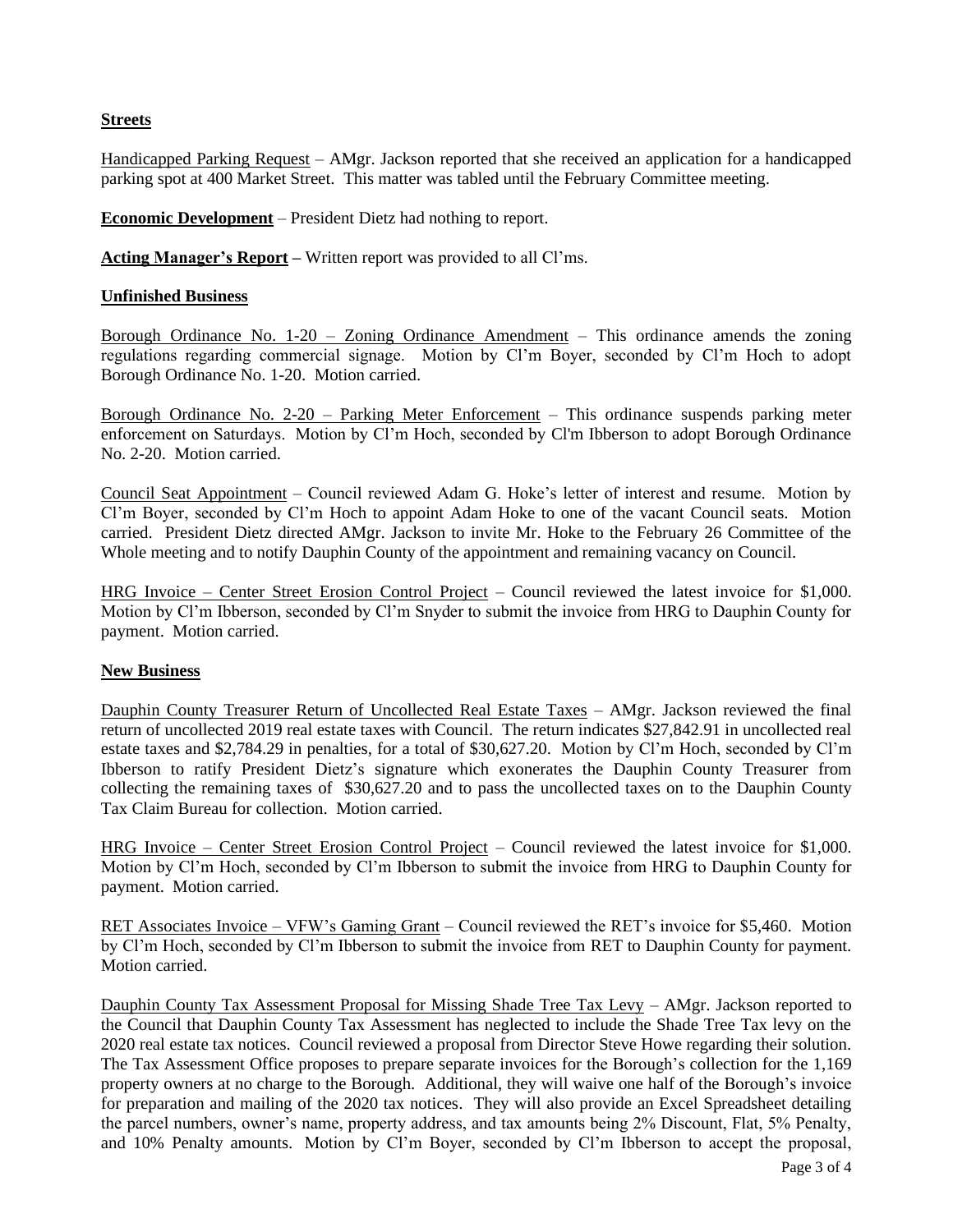**Streets**

Handicapped Parking Request – AMgr. Jackson reported that she received an application for a handicapped parking spot at 400 Market Street. This matter was tabled until the February Committee meeting.

**Economic Development** – President Dietz had nothing to report.

**Acting Manager's Report –** Written report was provided to all Cl'ms.

**Unfinished Business**

Borough Ordinance No. 1-20 – Zoning Ordinance Amendment – This ordinance amends the zoning regulations regarding commercial signage. Motion by Cl'm Boyer, seconded by Cl'm Hoch to adopt Borough Ordinance No. 1-20. Motion carried.

Borough Ordinance No. 2-20 – Parking Meter Enforcement – This ordinance suspends parking meter enforcement on Saturdays. Motion by Cl'm Hoch, seconded by Cl'm Ibberson to adopt Borough Ordinance No. 2-20. Motion carried.

Council Seat Appointment – Council reviewed Adam G. Hoke's letter of interest and resume. Motion by Cl'm Boyer, seconded by Cl'm Hoch to appoint Adam Hoke to one of the vacant Council seats. Motion carried. President Dietz directed AMgr. Jackson to invite Mr. Hoke to the February 26 Committee of the Whole meeting and to notify Dauphin County of the appointment and remaining vacancy on Council.

HRG Invoice – Center Street Erosion Control Project – Council reviewed the latest invoice for $1,000. Motion by Cl'm Ibberson, seconded by Cl'm Snyder to submit the invoice from HRG to Dauphin County for payment. Motion carried.

**New Business**

Dauphin County Treasurer Return of Uncollected Real Estate Taxes – AMgr. Jackson reviewed the final return of uncollected 2019 real estate taxes with Council. The return indicates $27,842.91 in uncollected real estate taxes and $2,784.29 in penalties, for a total of $30,627.20. Motion by Cl'm Hoch, seconded by Cl'm Ibberson to ratify President Dietz's signature which exonerates the Dauphin County Treasurer from collecting the remaining taxes of $30,627.20 and to pass the uncollected taxes on to the Dauphin County Tax Claim Bureau for collection. Motion carried.

HRG Invoice – Center Street Erosion Control Project – Council reviewed the latest invoice for $1,000. Motion by Cl'm Hoch, seconded by Cl'm Ibberson to submit the invoice from HRG to Dauphin County for payment. Motion carried.

RET Associates Invoice – VFW's Gaming Grant – Council reviewed the RET's invoice for $5,460. Motion by Cl'm Hoch, seconded by Cl'm Ibberson to submit the invoice from RET to Dauphin County for payment. Motion carried.

Dauphin County Tax Assessment Proposal for Missing Shade Tree Tax Levy – AMgr. Jackson reported to the Council that Dauphin County Tax Assessment has neglected to include the Shade Tree Tax levy on the 2020 real estate tax notices. Council reviewed a proposal from Director Steve Howe regarding their solution. The Tax Assessment Office proposes to prepare separate invoices for the Borough's collection for the 1,169 property owners at no charge to the Borough. Additional, they will waive one half of the Borough's invoice for preparation and mailing of the 2020 tax notices. They will also provide an Excel Spreadsheet detailing the parcel numbers, owner's name, property address, and tax amounts being 2% Discount, Flat, 5% Penalty, and 10% Penalty amounts. Motion by Cl'm Boyer, seconded by Cl'm Ibberson to accept the proposal,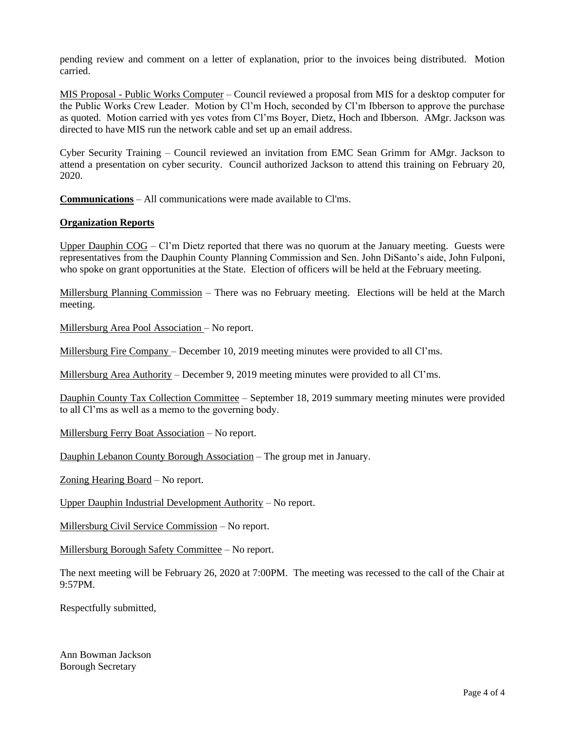pending review and comment on a letter of explanation, prior to the invoices being distributed. Motion carried.

MIS Proposal - Public Works Computer – Council reviewed a proposal from MIS for a desktop computer for the Public Works Crew Leader. Motion by Cl'm Hoch, seconded by Cl'm Ibberson to approve the purchase as quoted. Motion carried with yes votes from Cl'ms Boyer, Dietz, Hoch and Ibberson. AMgr. Jackson was directed to have MIS run the network cable and set up an email address.

Cyber Security Training – Council reviewed an invitation from EMC Sean Grimm for AMgr. Jackson to attend a presentation on cyber security. Council authorized Jackson to attend this training on February 20, 2020.

**Communications** – All communications were made available to Cl'ms.

**Organization Reports**

Upper Dauphin COG – Cl'm Dietz reported that there was no quorum at the January meeting. Guests were representatives from the Dauphin County Planning Commission and Sen. John DiSanto's aide, John Fulponi, who spoke on grant opportunities at the State. Election of officers will be held at the February meeting.

Millersburg Planning Commission – There was no February meeting. Elections will be held at the March meeting.

Millersburg Area Pool Association – No report.

Millersburg Fire Company – December 10, 2019 meeting minutes were provided to all Cl'ms.

Millersburg Area Authority – December 9, 2019 meeting minutes were provided to all Cl'ms.

Dauphin County Tax Collection Committee – September 18, 2019 summary meeting minutes were provided to all Cl'ms as well as a memo to the governing body.

Millersburg Ferry Boat Association – No report.

Dauphin Lebanon County Borough Association – The group met in January.

Zoning Hearing Board – No report.

Upper Dauphin Industrial Development Authority – No report.

Millersburg Civil Service Commission – No report.

Millersburg Borough Safety Committee – No report.

The next meeting will be February 26, 2020 at 7:00PM. The meeting was recessed to the call of the Chair at 9:57PM.

Respectfully submitted,

Ann Bowman Jackson
Borough Secretary